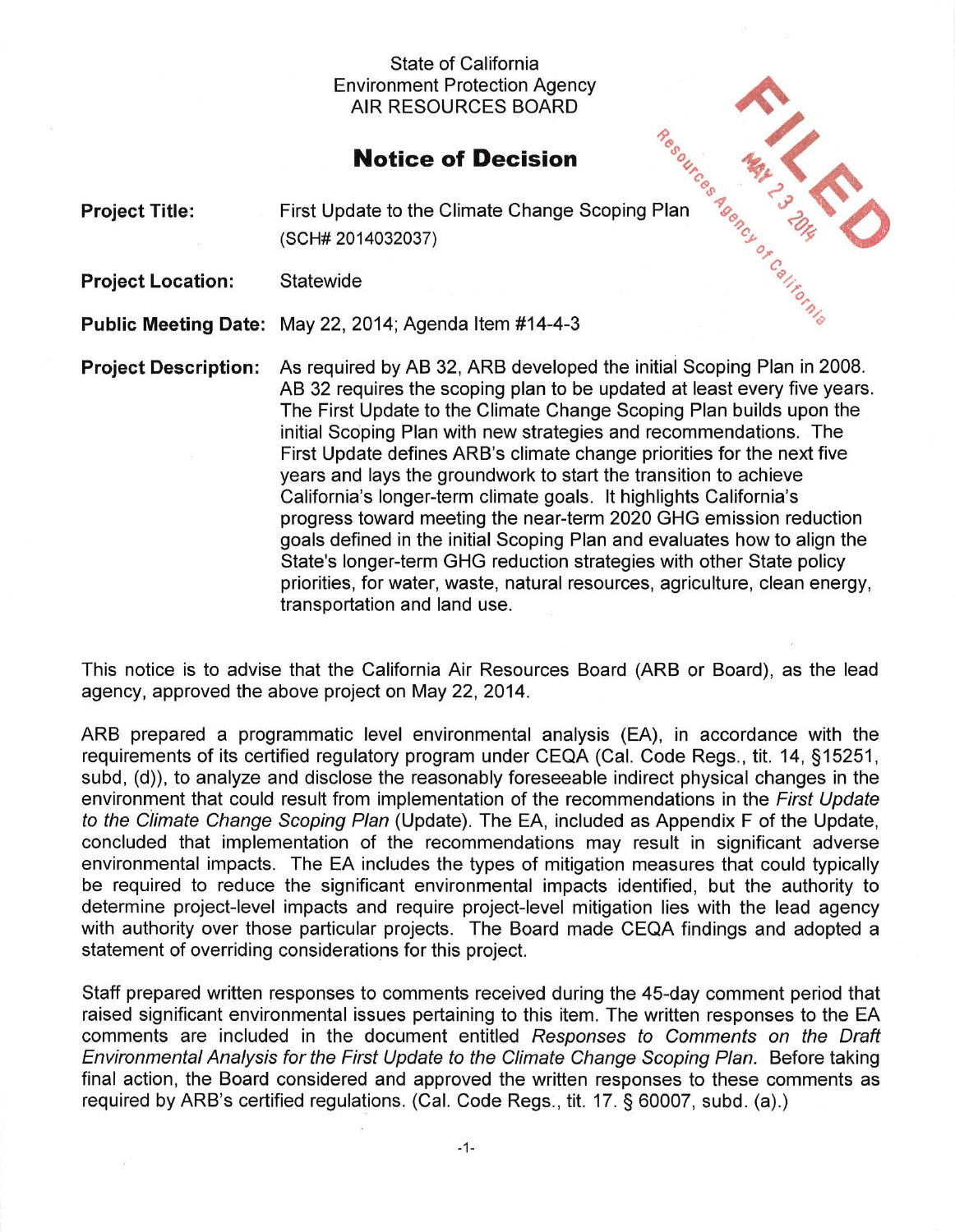State of California
Environment Protection Agency
AIR RESOURCES BOARD

FILED
Resources Agency of California
MAY 23 2014

# Notice of Decision

**Project Title:** First Update to the Climate Change Scoping Plan (SCH# 2014032037)

**Project Location:** Statewide

**Public Meeting Date:** May 22, 2014; Agenda Item #14-4-3

**Project Description:** As required by AB 32, ARB developed the initial Scoping Plan in 2008. AB 32 requires the scoping plan to be updated at least every five years. The First Update to the Climate Change Scoping Plan builds upon the initial Scoping Plan with new strategies and recommendations. The First Update defines ARB's climate change priorities for the next five years and lays the groundwork to start the transition to achieve California's longer-term climate goals. It highlights California's progress toward meeting the near-term 2020 GHG emission reduction goals defined in the initial Scoping Plan and evaluates how to align the State's longer-term GHG reduction strategies with other State policy priorities, for water, waste, natural resources, agriculture, clean energy, transportation and land use.

This notice is to advise that the California Air Resources Board (ARB or Board), as the lead agency, approved the above project on May 22, 2014.

ARB prepared a programmatic level environmental analysis (EA), in accordance with the requirements of its certified regulatory program under CEQA (Cal. Code Regs., tit. 14, §15251, subd, (d)), to analyze and disclose the reasonably foreseeable indirect physical changes in the environment that could result from implementation of the recommendations in the *First Update to the Climate Change Scoping Plan* (Update). The EA, included as Appendix F of the Update, concluded that implementation of the recommendations may result in significant adverse environmental impacts. The EA includes the types of mitigation measures that could typically be required to reduce the significant environmental impacts identified, but the authority to determine project-level impacts and require project-level mitigation lies with the lead agency with authority over those particular projects. The Board made CEQA findings and adopted a statement of overriding considerations for this project.

Staff prepared written responses to comments received during the 45-day comment period that raised significant environmental issues pertaining to this item. The written responses to the EA comments are included in the document entitled *Responses to Comments on the Draft Environmental Analysis for the First Update to the Climate Change Scoping Plan.* Before taking final action, the Board considered and approved the written responses to these comments as required by ARB's certified regulations. (Cal. Code Regs., tit. 17. § 60007, subd. (a).)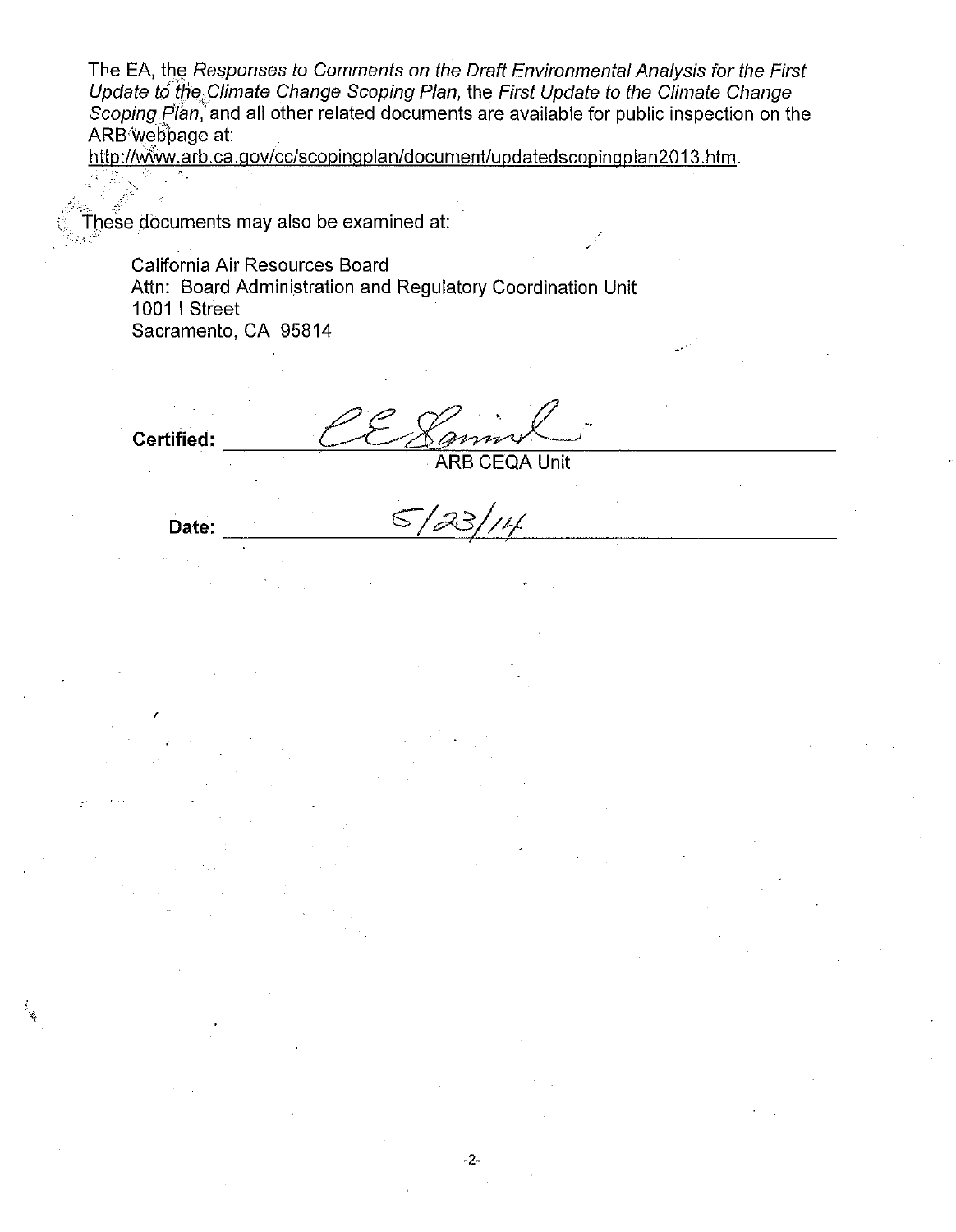The EA, the *Responses to Comments on the Draft Environmental Analysis for the First Update to the Climate Change Scoping Plan*, the *First Update to the Climate Change Scoping Plan*, and all other related documents are available for public inspection on the ARB webpage at:
http://www.arb.ca.gov/cc/scopingplan/document/updatedscopingplan2013.htm.

These documents may also be examined at:

California Air Resources Board
Attn: Board Administration and Regulatory Coordination Unit
1001 I Street
Sacramento, CA 95814

**Certified:** ______________________
ARB CEQA Unit

**Date:** 5/23/14